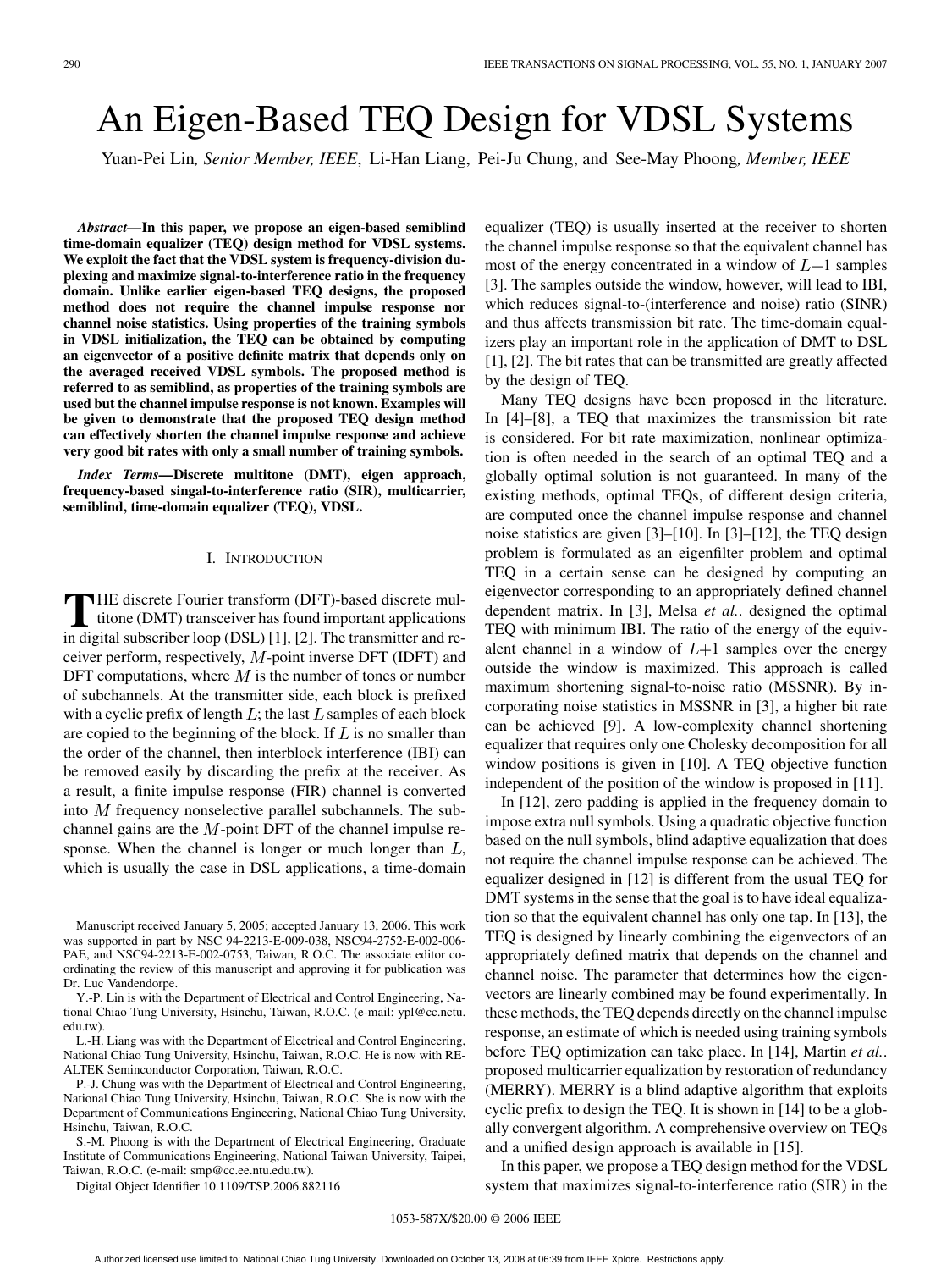# An Eigen-Based TEQ Design for VDSL Systems

Yuan-Pei Lin, *Senior Member, IEEE*, Li-Han Liang, Pei-Ju Chung, and See-May Phoong, *Member, IEEE*

***Abstract*—In this paper, we propose an eigen-based semiblind time-domain equalizer (TEQ) design method for VDSL systems. We exploit the fact that the VDSL system is frequency-division duplexing and maximize signal-to-interference ratio in the frequency domain. Unlike earlier eigen-based TEQ designs, the proposed method does not require the channel impulse response nor channel noise statistics. Using properties of the training symbols in VDSL initialization, the TEQ can be obtained by computing an eigenvector of a positive definite matrix that depends only on the averaged received VDSL symbols. The proposed method is referred to as semiblind, as properties of the training symbols are used but the channel impulse response is not known. Examples will be given to demonstrate that the proposed TEQ design method can effectively shorten the channel impulse response and achieve very good bit rates with only a small number of training symbols.**

***Index Terms*—Discrete multitone (DMT), eigen approach, frequency-based singal-to-interference ratio (SIR), multicarrier, semiblind, time-domain equalizer (TEQ), VDSL.**

## I. Introduction

The discrete Fourier transform (DFT)-based discrete multitone (DMT) transceiver has found important applications in digital subscriber loop (DSL) [1], [2]. The transmitter and receiver perform, respectively, $M$-point inverse DFT (IDFT) and DFT computations, where $M$ is the number of tones or number of subchannels. At the transmitter side, each block is prefixed with a cyclic prefix of length $L$; the last $L$ samples of each block are copied to the beginning of the block. If $L$ is no smaller than the order of the channel, then interblock interference (IBI) can be removed easily by discarding the prefix at the receiver. As a result, a finite impulse response (FIR) channel is converted into $M$ frequency nonselective parallel subchannels. The subchannel gains are the $M$-point DFT of the channel impulse response. When the channel is longer or much longer than $L$, which is usually the case in DSL applications, a time-domain equalizer (TEQ) is usually inserted at the receiver to shorten the channel impulse response so that the equivalent channel has most of the energy concentrated in a window of $L+1$ samples [3]. The samples outside the window, however, will lead to IBI, which reduces signal-to-(interference and noise) ratio (SINR) and thus affects transmission bit rate. The time-domain equalizers play an important role in the application of DMT to DSL [1], [2]. The bit rates that can be transmitted are greatly affected by the design of TEQ.

Many TEQ designs have been proposed in the literature. In [4]–[8], a TEQ that maximizes the transmission bit rate is considered. For bit rate maximization, nonlinear optimization is often needed in the search of an optimal TEQ and a globally optimal solution is not guaranteed. In many of the existing methods, optimal TEQs, of different design criteria, are computed once the channel impulse response and channel noise statistics are given [3]–[10]. In [3]–[12], the TEQ design problem is formulated as an eigenfilter problem and optimal TEQ in a certain sense can be designed by computing an eigenvector corresponding to an appropriately defined channel dependent matrix. In [3], Melsa *et al.*. designed the optimal TEQ with minimum IBI. The ratio of the energy of the equivalent channel in a window of $L+1$ samples over the energy outside the window is maximized. This approach is called maximum shortening signal-to-noise ratio (MSSNR). By incorporating noise statistics in MSSNR in [3], a higher bit rate can be achieved [9]. A low-complexity channel shortening equalizer that requires only one Cholesky decomposition for all window positions is given in [10]. A TEQ objective function independent of the position of the window is proposed in [11].

In [12], zero padding is applied in the frequency domain to impose extra null symbols. Using a quadratic objective function based on the null symbols, blind adaptive equalization that does not require the channel impulse response can be achieved. The equalizer designed in [12] is different from the usual TEQ for DMT systems in the sense that the goal is to have ideal equalization so that the equivalent channel has only one tap. In [13], the TEQ is designed by linearly combining the eigenvectors of an appropriately defined matrix that depends on the channel and channel noise. The parameter that determines how the eigenvectors are linearly combined may be found experimentally. In these methods, the TEQ depends directly on the channel impulse response, an estimate of which is needed using training symbols before TEQ optimization can take place. In [14], Martin *et al.*. proposed multicarrier equalization by restoration of redundancy (MERRY). MERRY is a blind adaptive algorithm that exploits cyclic prefix to design the TEQ. It is shown in [14] to be a globally convergent algorithm. A comprehensive overview on TEQs and a unified design approach is available in [15].

In this paper, we propose a TEQ design method for the VDSL system that maximizes signal-to-interference ratio (SIR) in the

---

Manuscript received January 5, 2005; accepted January 13, 2006. This work was supported in part by NSC 94-2213-E-009-038, NSC94-2752-E-002-006-PAE, and NSC94-2213-E-002-0753, Taiwan, R.O.C. The associate editor coordinating the review of this manuscript and approving it for publication was Dr. Luc Vandendorpe.

Y.-P. Lin is with the Department of Electrical and Control Engineering, National Chiao Tung University, Hsinchu, Taiwan, R.O.C. (e-mail: ypl@cc.nctu.edu.tw).

L.-H. Liang was with the Department of Electrical and Control Engineering, National Chiao Tung University, Hsinchu, Taiwan, R.O.C. He is now with REALTEK Semiconductor Corporation, Taiwan, R.O.C.

P.-J. Chung was with the Department of Electrical and Control Engineering, National Chiao Tung University, Hsinchu, Taiwan, R.O.C. She is now with the Department of Communications Engineering, National Chiao Tung University, Hsinchu, Taiwan, R.O.C.

S.-M. Phoong is with the Department of Electrical Engineering, Graduate Institute of Communications Engineering, National Taiwan University, Taipei, Taiwan, R.O.C. (e-mail: smp@cc.ee.ntu.edu.tw).

Digital Object Identifier 10.1109/TSP.2006.882116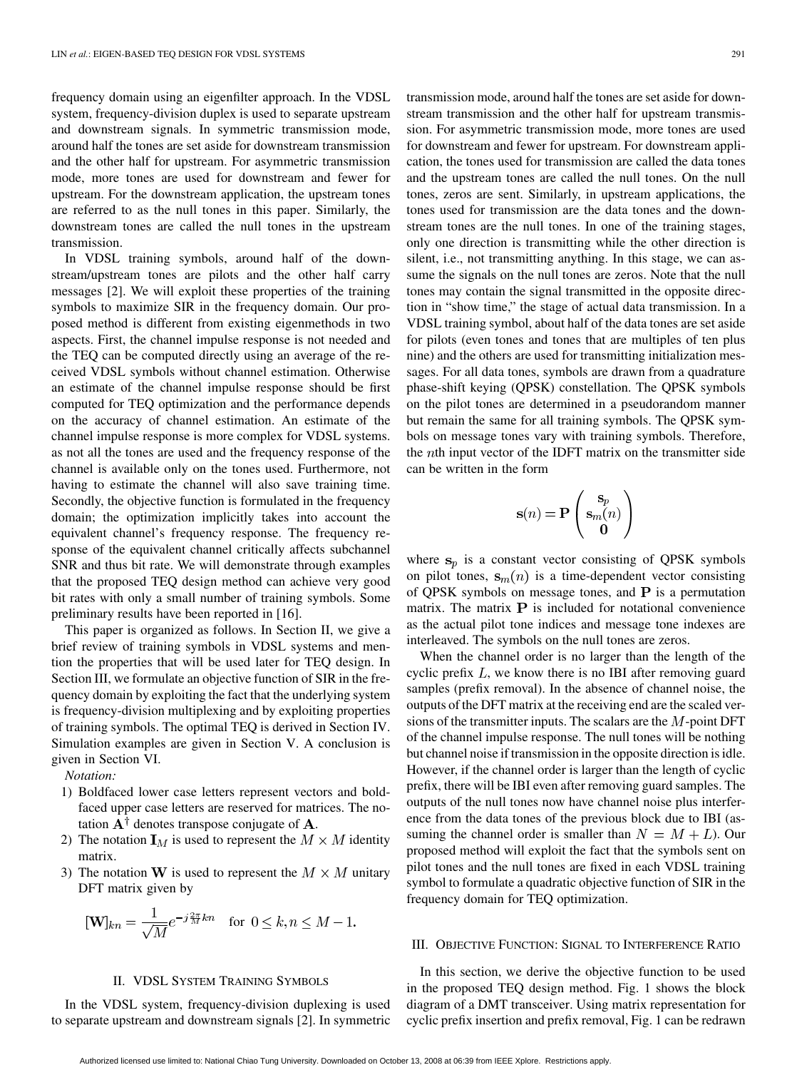frequency domain using an eigenfilter approach. In the VDSL system, frequency-division duplex is used to separate upstream and downstream signals. In symmetric transmission mode, around half the tones are set aside for downstream transmission and the other half for upstream. For asymmetric transmission mode, more tones are used for downstream and fewer for upstream. For the downstream application, the upstream tones are referred to as the null tones in this paper. Similarly, the downstream tones are called the null tones in the upstream transmission.

In VDSL training symbols, around half of the downstream/upstream tones are pilots and the other half carry messages [2]. We will exploit these properties of the training symbols to maximize SIR in the frequency domain. Our proposed method is different from existing eigenmethods in two aspects. First, the channel impulse response is not needed and the TEQ can be computed directly using an average of the received VDSL symbols without channel estimation. Otherwise an estimate of the channel impulse response should be first computed for TEQ optimization and the performance depends on the accuracy of channel estimation. An estimate of the channel impulse response is more complex for VDSL systems. as not all the tones are used and the frequency response of the channel is available only on the tones used. Furthermore, not having to estimate the channel will also save training time. Secondly, the objective function is formulated in the frequency domain; the optimization implicitly takes into account the equivalent channel's frequency response. The frequency response of the equivalent channel critically affects subchannel SNR and thus bit rate. We will demonstrate through examples that the proposed TEQ design method can achieve very good bit rates with only a small number of training symbols. Some preliminary results have been reported in [16].

This paper is organized as follows. In Section II, we give a brief review of training symbols in VDSL systems and mention the properties that will be used later for TEQ design. In Section III, we formulate an objective function of SIR in the frequency domain by exploiting the fact that the underlying system is frequency-division multiplexing and by exploiting properties of training symbols. The optimal TEQ is derived in Section IV. Simulation examples are given in Section V. A conclusion is given in Section VI.

*Notation:*

1) Boldfaced lower case letters represent vectors and boldfaced upper case letters are reserved for matrices. The notation $\mathbf{A}^{\dagger}$ denotes transpose conjugate of $\mathbf{A}$.
2) The notation $\mathbf{I}_M$ is used to represent the $M \times M$ identity matrix.
3) The notation $\mathbf{W}$ is used to represent the $M \times M$ unitary DFT matrix given by

$$[\mathbf{W}]_{kn} = \frac{1}{\sqrt{M}} e^{-j\frac{2\pi}{M}kn} \quad \text{for } 0 \le k, n \le M-1.$$

## II. VDSL System Training Symbols

In the VDSL system, frequency-division duplexing is used to separate upstream and downstream signals [2]. In symmetric transmission mode, around half the tones are set aside for downstream transmission and the other half for upstream transmission. For asymmetric transmission mode, more tones are used for downstream and fewer for upstream. For downstream application, the tones used for transmission are called the data tones and the upstream tones are called the null tones. On the null tones, zeros are sent. Similarly, in upstream applications, the tones used for transmission are the data tones and the downstream tones are the null tones. In one of the training stages, only one direction is transmitting while the other direction is silent, i.e., not transmitting anything. In this stage, we can assume the signals on the null tones are zeros. Note that the null tones may contain the signal transmitted in the opposite direction in "show time," the stage of actual data transmission. In a VDSL training symbol, about half of the data tones are set aside for pilots (even tones and tones that are multiples of ten plus nine) and the others are used for transmitting initialization messages. For all data tones, symbols are drawn from a quadrature phase-shift keying (QPSK) constellation. The QPSK symbols on the pilot tones are determined in a pseudorandom manner but remain the same for all training symbols. The QPSK symbols on message tones vary with training symbols. Therefore, the $n$th input vector of the IDFT matrix on the transmitter side can be written in the form

$$\mathbf{s}(n) = \mathbf{P} \begin{pmatrix} \mathbf{s}_p \\ \mathbf{s}_m(n) \\ \mathbf{0} \end{pmatrix}$$

where $\mathbf{s}_p$ is a constant vector consisting of QPSK symbols on pilot tones, $\mathbf{s}_m(n)$ is a time-dependent vector consisting of QPSK symbols on message tones, and $\mathbf{P}$ is a permutation matrix. The matrix $\mathbf{P}$ is included for notational convenience as the actual pilot tone indices and message tone indexes are interleaved. The symbols on the null tones are zeros.

When the channel order is no larger than the length of the cyclic prefix $L$, we know there is no IBI after removing guard samples (prefix removal). In the absence of channel noise, the outputs of the DFT matrix at the receiving end are the scaled versions of the transmitter inputs. The scalars are the $M$-point DFT of the channel impulse response. The null tones will be nothing but channel noise if transmission in the opposite direction is idle. However, if the channel order is larger than the length of cyclic prefix, there will be IBI even after removing guard samples. The outputs of the null tones now have channel noise plus interference from the data tones of the previous block due to IBI (assuming the channel order is smaller than $N = M + L$). Our proposed method will exploit the fact that the symbols sent on pilot tones and the null tones are fixed in each VDSL training symbol to formulate a quadratic objective function of SIR in the frequency domain for TEQ optimization.

## III. Objective Function: Signal to Interference Ratio

In this section, we derive the objective function to be used in the proposed TEQ design method. Fig. 1 shows the block diagram of a DMT transceiver. Using matrix representation for cyclic prefix insertion and prefix removal, Fig. 1 can be redrawn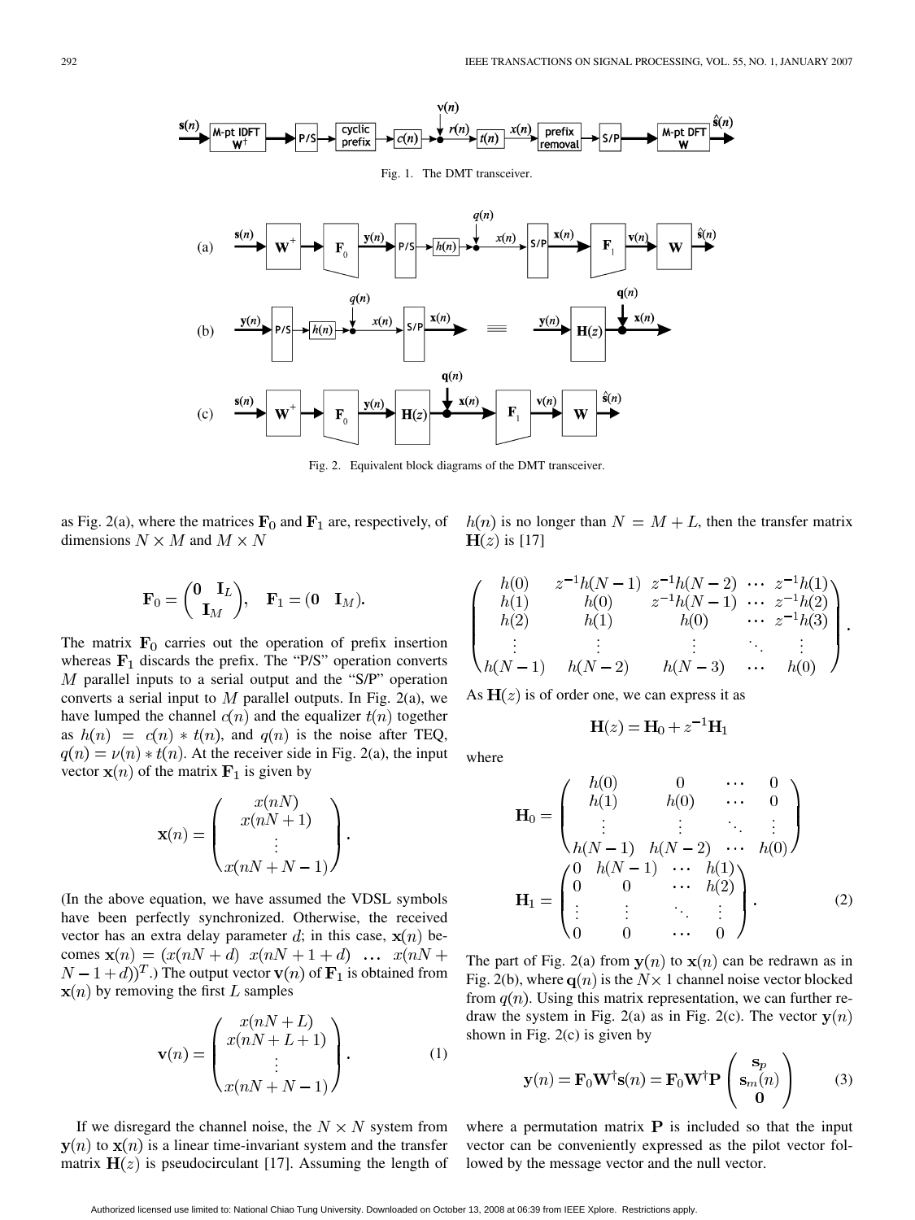Fig. 1. The DMT transceiver.

Fig. 2. Equivalent block diagrams of the DMT transceiver.

as Fig. 2(a), where the matrices $\mathbf{F}_0$ and $\mathbf{F}_1$ are, respectively, of dimensions $N \times M$ and $M \times N$

$$\mathbf{F}_0 = \begin{pmatrix} \mathbf{0} & \mathbf{I}_L \\ \mathbf{I}_M & \end{pmatrix}, \quad \mathbf{F}_1 = (\mathbf{0} \quad \mathbf{I}_M).$$

The matrix $\mathbf{F}_0$ carries out the operation of prefix insertion whereas $\mathbf{F}_1$ discards the prefix. The "P/S" operation converts $M$ parallel inputs to a serial output and the "S/P" operation converts a serial input to $M$ parallel outputs. In Fig. 2(a), we have lumped the channel $c(n)$ and the equalizer $t(n)$ together as $h(n) = c(n) * t(n)$, and $q(n)$ is the noise after TEQ, $q(n) = \nu(n) * t(n)$. At the receiver side in Fig. 2(a), the input vector $\mathbf{x}(n)$ of the matrix $\mathbf{F}_1$ is given by

$$\mathbf{x}(n) = \begin{pmatrix} x(nN) \\ x(nN+1) \\ \vdots \\ x(nN+N-1) \end{pmatrix}.$$

(In the above equation, we have assumed the VDSL symbols have been perfectly synchronized. Otherwise, the received vector has an extra delay parameter $d$; in this case, $\mathbf{x}(n)$ becomes $\mathbf{x}(n) = (x(nN+d) \;\; x(nN+1+d) \;\; \ldots \;\; x(nN+N-1+d))^T$.) The output vector $\mathbf{v}(n)$ of $\mathbf{F}_1$ is obtained from $\mathbf{x}(n)$ by removing the first $L$ samples

$$\mathbf{v}(n) = \begin{pmatrix} x(nN+L) \\ x(nN+L+1) \\ \vdots \\ x(nN+N-1) \end{pmatrix}. \tag{1}$$

If we disregard the channel noise, the $N \times N$ system from $\mathbf{y}(n)$ to $\mathbf{x}(n)$ is a linear time-invariant system and the transfer matrix $\mathbf{H}(z)$ is pseudocirculant [17]. Assuming the length of $h(n)$ is no longer than $N = M + L$, then the transfer matrix $\mathbf{H}(z)$ is [17]

$$\begin{pmatrix} h(0) & z^{-1}h(N-1) & z^{-1}h(N-2) & \cdots & z^{-1}h(1) \\ h(1) & h(0) & z^{-1}h(N-1) & \cdots & z^{-1}h(2) \\ h(2) & h(1) & h(0) & \cdots & z^{-1}h(3) \\ \vdots & \vdots & \vdots & \ddots & \vdots \\ h(N-1) & h(N-2) & h(N-3) & \cdots & h(0) \end{pmatrix}.$$

As $\mathbf{H}(z)$ is of order one, we can express it as

$$\mathbf{H}(z) = \mathbf{H}_0 + z^{-1}\mathbf{H}_1$$

where

$$\mathbf{H}_0 = \begin{pmatrix} h(0) & 0 & \cdots & 0 \\ h(1) & h(0) & \cdots & 0 \\ \vdots & \vdots & \ddots & \vdots \\ h(N-1) & h(N-2) & \cdots & h(0) \end{pmatrix}$$

$$\mathbf{H}_1 = \begin{pmatrix} 0 & h(N-1) & \cdots & h(1) \\ 0 & 0 & \cdots & h(2) \\ \vdots & \vdots & \ddots & \vdots \\ 0 & 0 & \cdots & 0 \end{pmatrix}. \tag{2}$$

The part of Fig. 2(a) from $\mathbf{y}(n)$ to $\mathbf{x}(n)$ can be redrawn as in Fig. 2(b), where $\mathbf{q}(n)$ is the $N \times 1$ channel noise vector blocked from $q(n)$. Using this matrix representation, we can further redraw the system in Fig. 2(a) as in Fig. 2(c). The vector $\mathbf{y}(n)$ shown in Fig. 2(c) is given by

$$\mathbf{y}(n) = \mathbf{F}_0\mathbf{W}^{\dagger}\mathbf{s}(n) = \mathbf{F}_0\mathbf{W}^{\dagger}\mathbf{P}\begin{pmatrix} \mathbf{s}_p \\ \mathbf{s}_m(n) \\ \mathbf{0} \end{pmatrix} \tag{3}$$

where a permutation matrix $\mathbf{P}$ is included so that the input vector can be conveniently expressed as the pilot vector followed by the message vector and the null vector.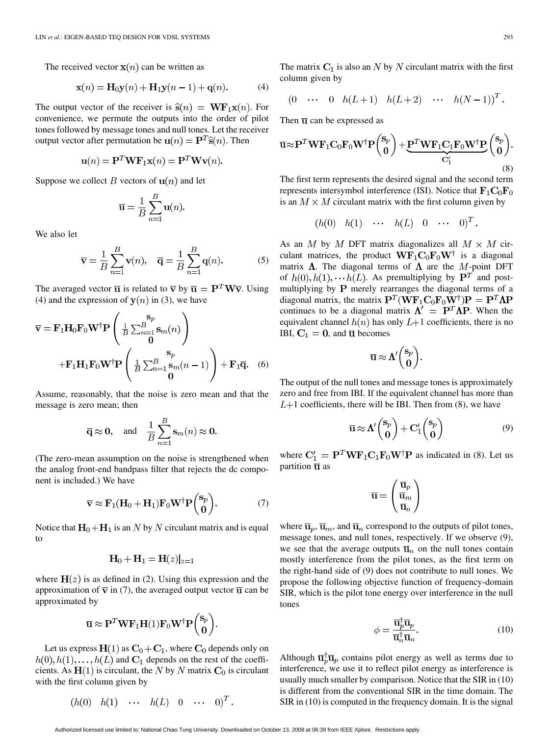The received vector $\mathbf{x}(n)$ can be written as

$$\mathbf{x}(n) = \mathbf{H}_0\mathbf{y}(n) + \mathbf{H}_1\mathbf{y}(n-1) + \mathbf{q}(n). \tag{4}$$

The output vector of the receiver is $\widehat{\mathbf{s}}(n) = \mathbf{W}\mathbf{F}_1\mathbf{x}(n)$. For convenience, we permute the outputs into the order of pilot tones followed by message tones and null tones. Let the receiver output vector after permutation be $\mathbf{u}(n) = \mathbf{P}^T\widehat{\mathbf{s}}(n)$. Then

$$\mathbf{u}(n) = \mathbf{P}^T\mathbf{W}\mathbf{F}_1\mathbf{x}(n) = \mathbf{P}^T\mathbf{W}\mathbf{v}(n).$$

Suppose we collect $B$ vectors of $\mathbf{u}(n)$ and let

$$\overline{\mathbf{u}} = \frac{1}{B}\sum_{n=1}^{B}\mathbf{u}(n).$$

We also let

$$\overline{\mathbf{v}} = \frac{1}{B}\sum_{n=1}^{B}\mathbf{v}(n), \quad \overline{\mathbf{q}} = \frac{1}{B}\sum_{n=1}^{B}\mathbf{q}(n). \tag{5}$$

The averaged vector $\overline{\mathbf{u}}$ is related to $\overline{\mathbf{v}}$ by $\overline{\mathbf{u}} = \mathbf{P}^T\mathbf{W}\overline{\mathbf{v}}$. Using (4) and the expression of $\mathbf{y}(n)$ in (3), we have

$$\begin{aligned}\overline{\mathbf{v}} = &\,\mathbf{F}_1\mathbf{H}_0\mathbf{F}_0\mathbf{W}^\dagger\mathbf{P}\begin{pmatrix}\mathbf{s}_p \\ \frac{1}{B}\sum_{n=1}^{B}\mathbf{s}_m(n) \\ \mathbf{0}\end{pmatrix} \\ &+\mathbf{F}_1\mathbf{H}_1\mathbf{F}_0\mathbf{W}^\dagger\mathbf{P}\begin{pmatrix}\mathbf{s}_p \\ \frac{1}{B}\sum_{n=1}^{B}\mathbf{s}_m(n-1) \\ \mathbf{0}\end{pmatrix} + \mathbf{F}_1\overline{\mathbf{q}}. \end{aligned} \tag{6}$$

Assume, reasonably, that the noise is zero mean and that the message is zero mean; then

$$\overline{\mathbf{q}} \approx \mathbf{0}, \quad \text{and} \quad \frac{1}{B}\sum_{n=1}^{B}\mathbf{s}_m(n) \approx \mathbf{0}.$$

(The zero-mean assumption on the noise is strengthened when the analog front-end bandpass filter that rejects the dc component is included.) We have

$$\overline{\mathbf{v}} \approx \mathbf{F}_1(\mathbf{H}_0 + \mathbf{H}_1)\mathbf{F}_0\mathbf{W}^\dagger\mathbf{P}\begin{pmatrix}\mathbf{s}_p \\ \mathbf{0}\end{pmatrix}. \tag{7}$$

Notice that $\mathbf{H}_0 + \mathbf{H}_1$ is an $N$ by $N$ circulant matrix and is equal to

$$\mathbf{H}_0 + \mathbf{H}_1 = \mathbf{H}(z)|_{z=1}$$

where $\mathbf{H}(z)$ is as defined in (2). Using this expression and the approximation of $\overline{\mathbf{v}}$ in (7), the averaged output vector $\overline{\mathbf{u}}$ can be approximated by

$$\overline{\mathbf{u}} \approx \mathbf{P}^T\mathbf{W}\mathbf{F}_1\mathbf{H}(1)\mathbf{F}_0\mathbf{W}^\dagger\mathbf{P}\begin{pmatrix}\mathbf{s}_p \\ \mathbf{0}\end{pmatrix}.$$

Let us express $\mathbf{H}(1)$ as $\mathbf{C}_0 + \mathbf{C}_1$, where $\mathbf{C}_0$ depends only on $h(0), h(1), \ldots, h(L)$ and $\mathbf{C}_1$ depends on the rest of the coefficients. As $\mathbf{H}(1)$ is circulant, the $N$ by $N$ matrix $\mathbf{C}_0$ is circulant with the first column given by

$$\begin{pmatrix}h(0) & h(1) & \cdots & h(L) & 0 & \cdots & 0\end{pmatrix}^T.$$

The matrix $\mathbf{C}_1$ is also an $N$ by $N$ circulant matrix with the first column given by

$$\begin{pmatrix}0 & \cdots & 0 & h(L+1) & h(L+2) & \cdots & h(N-1)\end{pmatrix}^T.$$

Then $\overline{\mathbf{u}}$ can be expressed as

$$\overline{\mathbf{u}} \approx \mathbf{P}^T\mathbf{W}\mathbf{F}_1\mathbf{C}_0\mathbf{F}_0\mathbf{W}^\dagger\mathbf{P}\begin{pmatrix}\mathbf{s}_p \\ \mathbf{0}\end{pmatrix} + \underbrace{\mathbf{P}^T\mathbf{W}\mathbf{F}_1\mathbf{C}_1\mathbf{F}_0\mathbf{W}^\dagger\mathbf{P}}_{\mathbf{C}_1'}\begin{pmatrix}\mathbf{s}_p \\ \mathbf{0}\end{pmatrix}. \tag{8}$$

The first term represents the desired signal and the second term represents intersymbol interference (ISI). Notice that $\mathbf{F}_1\mathbf{C}_0\mathbf{F}_0$ is an $M \times M$ circulant matrix with the first column given by

$$\begin{pmatrix}h(0) & h(1) & \cdots & h(L) & 0 & \cdots & 0\end{pmatrix}^T.$$

As an $M$ by $M$ DFT matrix diagonalizes all $M \times M$ circulant matrices, the product $\mathbf{W}\mathbf{F}_1\mathbf{C}_0\mathbf{F}_0\mathbf{W}^\dagger$ is a diagonal matrix $\mathbf{\Lambda}$. The diagonal terms of $\mathbf{\Lambda}$ are the $M$-point DFT of $h(0), h(1), \cdots h(L)$. As premultiplying by $\mathbf{P}^T$ and postmultiplying by $\mathbf{P}$ merely rearranges the diagonal terms of a diagonal matrix, the matrix $\mathbf{P}^T(\mathbf{W}\mathbf{F}_1\mathbf{C}_0\mathbf{F}_0\mathbf{W}^\dagger)\mathbf{P} = \mathbf{P}^T\mathbf{\Lambda}\mathbf{P}$ continues to be a diagonal matrix $\mathbf{\Lambda}' = \mathbf{P}^T\mathbf{\Lambda}\mathbf{P}$. When the equivalent channel $h(n)$ has only $L+1$ coefficients, there is no IBI, $\mathbf{C}_1 = \mathbf{0}$, and $\overline{\mathbf{u}}$ becomes

$$\overline{\mathbf{u}} \approx \mathbf{\Lambda}'\begin{pmatrix}\mathbf{s}_p \\ \mathbf{0}\end{pmatrix}.$$

The output of the null tones and message tones is approximately zero and free from IBI. If the equivalent channel has more than $L+1$ coefficients, there will be IBI. Then from (8), we have

$$\overline{\mathbf{u}} \approx \mathbf{\Lambda}'\begin{pmatrix}\mathbf{s}_p \\ \mathbf{0}\end{pmatrix} + \mathbf{C}_1'\begin{pmatrix}\mathbf{s}_p \\ \mathbf{0}\end{pmatrix} \tag{9}$$

where $\mathbf{C}_1' = \mathbf{P}^T\mathbf{W}\mathbf{F}_1\mathbf{C}_1\mathbf{F}_0\mathbf{W}^\dagger\mathbf{P}$ as indicated in (8). Let us partition $\overline{\mathbf{u}}$ as

$$\overline{\mathbf{u}} = \begin{pmatrix}\overline{\mathbf{u}}_p \\ \overline{\mathbf{u}}_m \\ \overline{\mathbf{u}}_n\end{pmatrix}$$

where $\overline{\mathbf{u}}_p$, $\overline{\mathbf{u}}_m$, and $\overline{\mathbf{u}}_n$ correspond to the outputs of pilot tones, message tones, and null tones, respectively. If we observe (9), we see that the average outputs $\overline{\mathbf{u}}_n$ on the null tones contain mostly interference from the pilot tones, as the first term on the right-hand side of (9) does not contribute to null tones. We propose the following objective function of frequency-domain SIR, which is the pilot tone energy over interference in the null tones

$$\phi = \frac{\overline{\mathbf{u}}_p^\dagger\overline{\mathbf{u}}_p}{\overline{\mathbf{u}}_n^\dagger\overline{\mathbf{u}}_n}. \tag{10}$$

Although $\overline{\mathbf{u}}_p^\dagger\overline{\mathbf{u}}_p$ contains pilot energy as well as terms due to interference, we use it to reflect pilot energy as interference is usually much smaller by comparison. Notice that the SIR in (10) is different from the conventional SIR in the time domain. The SIR in (10) is computed in the frequency domain. It is the signal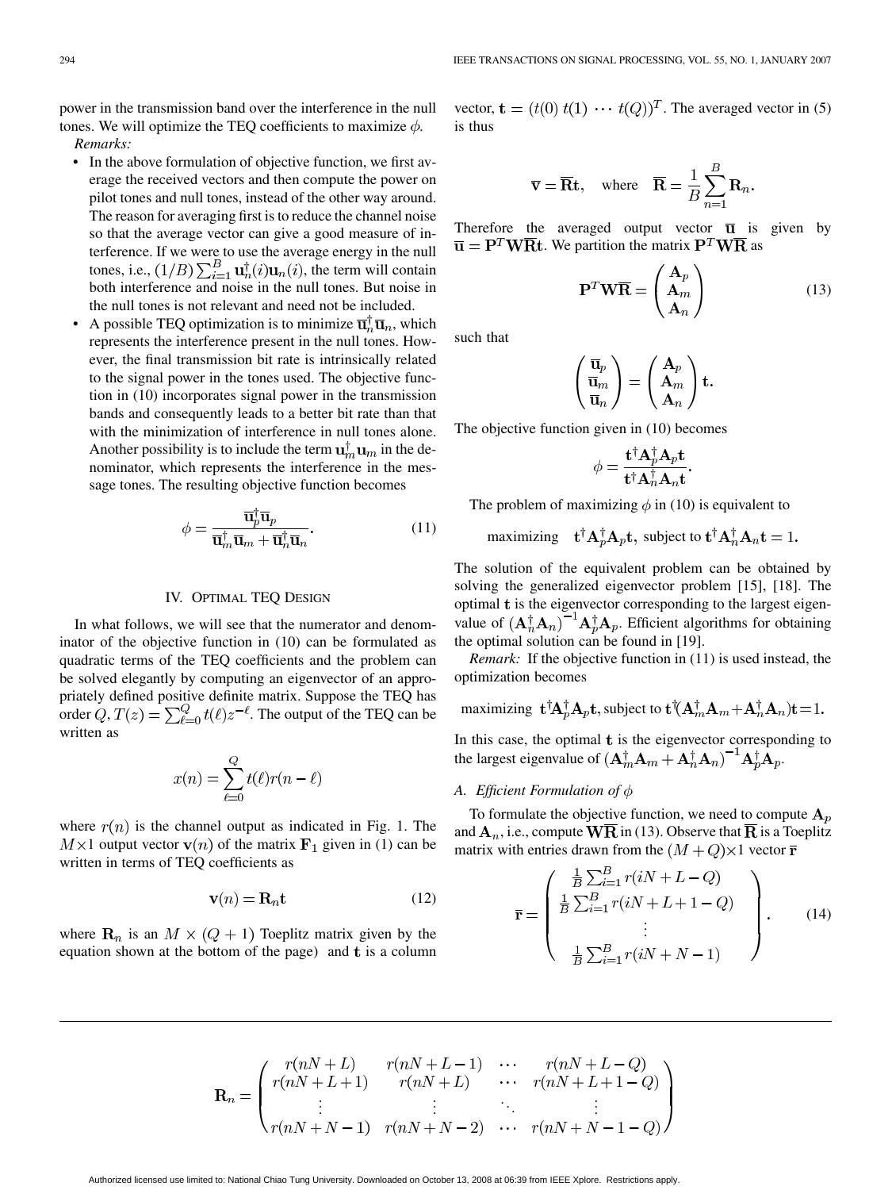power in the transmission band over the interference in the null tones. We will optimize the TEQ coefficients to maximize $\phi$.

*Remarks:*

- In the above formulation of objective function, we first average the received vectors and then compute the power on pilot tones and null tones, instead of the other way around. The reason for averaging first is to reduce the channel noise so that the average vector can give a good measure of interference. If we were to use the average energy in the null tones, i.e., $(1/B)\sum_{i=1}^{B}\mathbf{u}_n^\dagger(i)\mathbf{u}_n(i)$, the term will contain both interference and noise in the null tones. But noise in the null tones is not relevant and need not be included.
- A possible TEQ optimization is to minimize $\overline{\mathbf{u}}_n^\dagger\overline{\mathbf{u}}_n$, which represents the interference present in the null tones. However, the final transmission bit rate is intrinsically related to the signal power in the tones used. The objective function in (10) incorporates signal power in the transmission bands and consequently leads to a better bit rate than that with the minimization of interference in null tones alone. Another possibility is to include the term $\mathbf{u}_m^\dagger\mathbf{u}_m$ in the denominator, which represents the interference in the message tones. The resulting objective function becomes

$$\phi = \frac{\overline{\mathbf{u}}_p^\dagger\overline{\mathbf{u}}_p}{\overline{\mathbf{u}}_m^\dagger\overline{\mathbf{u}}_m + \overline{\mathbf{u}}_n^\dagger\overline{\mathbf{u}}_n}. \tag{11}$$

## IV. Optimal TEQ Design

In what follows, we will see that the numerator and denominator of the objective function in (10) can be formulated as quadratic terms of the TEQ coefficients and the problem can be solved elegantly by computing an eigenvector of an appropriately defined positive definite matrix. Suppose the TEQ has order $Q, T(z) = \sum_{\ell=0}^{Q} t(\ell)z^{-\ell}$. The output of the TEQ can be written as

$$x(n) = \sum_{\ell=0}^{Q} t(\ell)r(n-\ell)$$

where $r(n)$ is the channel output as indicated in Fig. 1. The $M\times 1$ output vector $\mathbf{v}(n)$ of the matrix $\mathbf{F}_1$ given in (1) can be written in terms of TEQ coefficients as

$$\mathbf{v}(n) = \mathbf{R}_n\mathbf{t} \tag{12}$$

where $\mathbf{R}_n$ is an $M \times (Q+1)$ Toeplitz matrix given by the equation shown at the bottom of the page) and $\mathbf{t}$ is a column vector, $\mathbf{t} = (t(0)\ t(1)\ \cdots\ t(Q))^T$. The averaged vector in (5) is thus

$$\overline{\mathbf{v}} = \overline{\mathbf{R}}\mathbf{t}, \quad \text{where} \quad \overline{\mathbf{R}} = \frac{1}{B}\sum_{n=1}^{B}\mathbf{R}_n.$$

Therefore the averaged output vector $\overline{\mathbf{u}}$ is given by $\overline{\mathbf{u}} = \mathbf{P}^T\mathbf{W}\overline{\mathbf{R}}\mathbf{t}$. We partition the matrix $\mathbf{P}^T\mathbf{W}\overline{\mathbf{R}}$ as

$$\mathbf{P}^T\mathbf{W}\overline{\mathbf{R}} = \begin{pmatrix} \mathbf{A}_p \\ \mathbf{A}_m \\ \mathbf{A}_n \end{pmatrix} \tag{13}$$

such that

$$\begin{pmatrix} \overline{\mathbf{u}}_p \\ \overline{\mathbf{u}}_m \\ \overline{\mathbf{u}}_n \end{pmatrix} = \begin{pmatrix} \mathbf{A}_p \\ \mathbf{A}_m \\ \mathbf{A}_n \end{pmatrix}\mathbf{t}.$$

The objective function given in (10) becomes

$$\phi = \frac{\mathbf{t}^\dagger\mathbf{A}_p^\dagger\mathbf{A}_p\mathbf{t}}{\mathbf{t}^\dagger\mathbf{A}_n^\dagger\mathbf{A}_n\mathbf{t}}.$$

The problem of maximizing $\phi$ in (10) is equivalent to

$$\text{maximizing} \quad \mathbf{t}^\dagger\mathbf{A}_p^\dagger\mathbf{A}_p\mathbf{t}, \text{ subject to } \mathbf{t}^\dagger\mathbf{A}_n^\dagger\mathbf{A}_n\mathbf{t} = 1.$$

The solution of the equivalent problem can be obtained by solving the generalized eigenvector problem [15], [18]. The optimal $\mathbf{t}$ is the eigenvector corresponding to the largest eigenvalue of $(\mathbf{A}_n^\dagger\mathbf{A}_n)^{-1}\mathbf{A}_p^\dagger\mathbf{A}_p$. Efficient algorithms for obtaining the optimal solution can be found in [19].

*Remark:* If the objective function in (11) is used instead, the optimization becomes

$$\text{maximizing } \mathbf{t}^\dagger\mathbf{A}_p^\dagger\mathbf{A}_p\mathbf{t}, \text{subject to } \mathbf{t}^\dagger(\mathbf{A}_m^\dagger\mathbf{A}_m + \mathbf{A}_n^\dagger\mathbf{A}_n)\mathbf{t} = 1.$$

In this case, the optimal $\mathbf{t}$ is the eigenvector corresponding to the largest eigenvalue of $(\mathbf{A}_m^\dagger\mathbf{A}_m + \mathbf{A}_n^\dagger\mathbf{A}_n)^{-1}\mathbf{A}_p^\dagger\mathbf{A}_p$.

### A. Efficient Formulation of $\phi$

To formulate the objective function, we need to compute $\mathbf{A}_p$ and $\mathbf{A}_n$, i.e., compute $\mathbf{W}\overline{\mathbf{R}}$ in (13). Observe that $\overline{\mathbf{R}}$ is a Toeplitz matrix with entries drawn from the $(M+Q)\times 1$ vector $\overline{\mathbf{r}}$

$$\overline{\mathbf{r}} = \begin{pmatrix} \frac{1}{B}\sum_{i=1}^{B} r(iN+L-Q) \\ \frac{1}{B}\sum_{i=1}^{B} r(iN+L+1-Q) \\ \vdots \\ \frac{1}{B}\sum_{i=1}^{B} r(iN+N-1) \end{pmatrix}. \tag{14}$$

$$\mathbf{R}_n = \begin{pmatrix} r(nN+L) & r(nN+L-1) & \cdots & r(nN+L-Q) \\ r(nN+L+1) & r(nN+L) & \cdots & r(nN+L+1-Q) \\ \vdots & \vdots & \ddots & \vdots \\ r(nN+N-1) & r(nN+N-2) & \cdots & r(nN+N-1-Q) \end{pmatrix}$$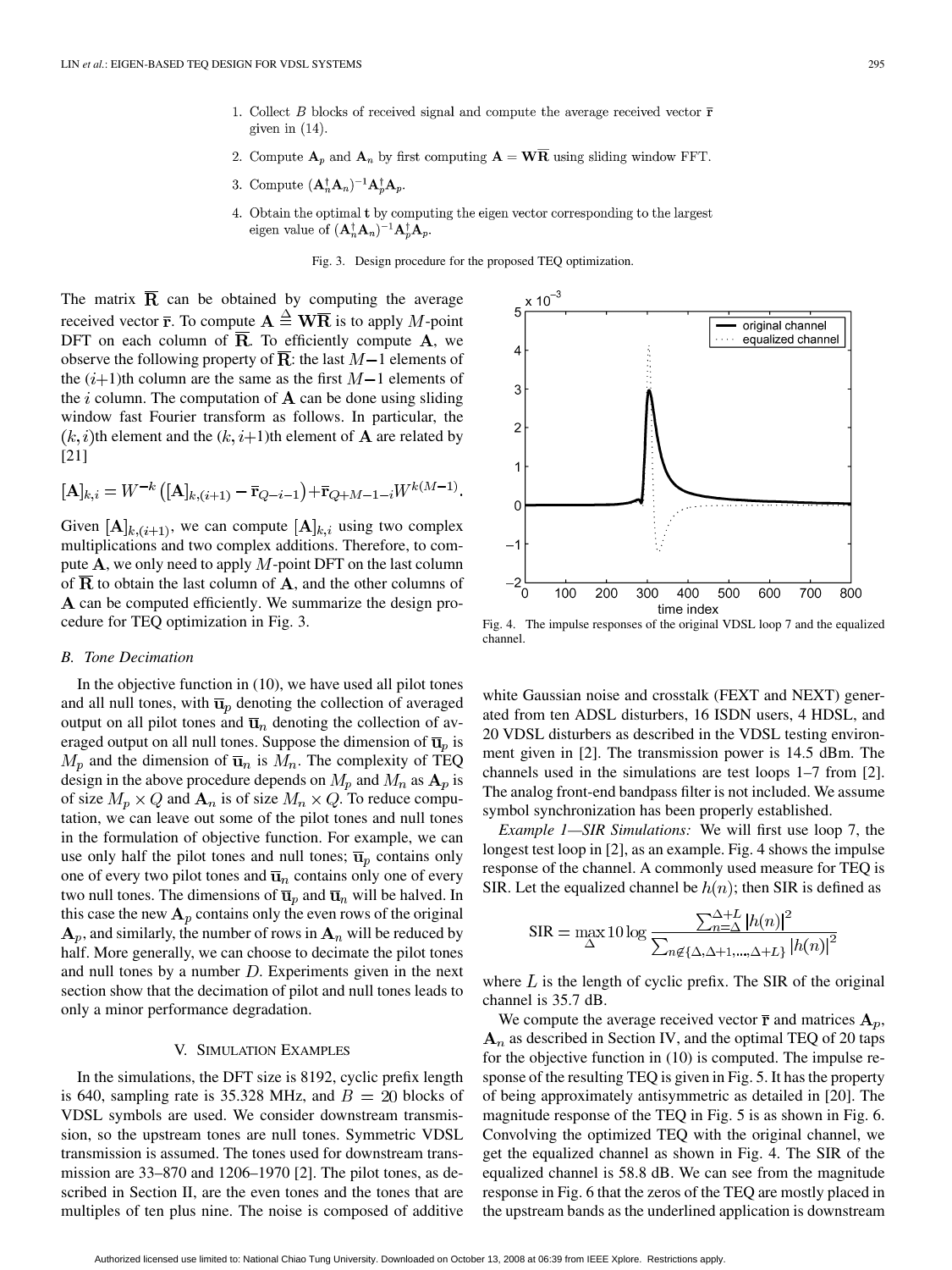1. Collect $B$ blocks of received signal and compute the average received vector $\bar{\mathbf{r}}$ given in (14).
2. Compute $\mathbf{A}_p$ and $\mathbf{A}_n$ by first computing $\mathbf{A} = \mathbf{W}\overline{\mathbf{R}}$ using sliding window FFT.
3. Compute $(\mathbf{A}_n^\dagger \mathbf{A}_n)^{-1}\mathbf{A}_p^\dagger \mathbf{A}_p$.
4. Obtain the optimal $\mathbf{t}$ by computing the eigen vector corresponding to the largest eigen value of $(\mathbf{A}_n^\dagger \mathbf{A}_n)^{-1}\mathbf{A}_p^\dagger \mathbf{A}_p$.

Fig. 3. Design procedure for the proposed TEQ optimization.

The matrix $\overline{\mathbf{R}}$ can be obtained by computing the average received vector $\bar{\mathbf{r}}$. To compute $\mathbf{A} \stackrel{\Delta}{=} \mathbf{W}\overline{\mathbf{R}}$ is to apply $M$-point DFT on each column of $\overline{\mathbf{R}}$. To efficiently compute $\mathbf{A}$, we observe the following property of $\overline{\mathbf{R}}$: the last $M-1$ elements of the $(i+1)$th column are the same as the first $M-1$ elements of the $i$ column. The computation of $\mathbf{A}$ can be done using sliding window fast Fourier transform as follows. In particular, the $(k,i)$th element and the $(k,i+1)$th element of $\mathbf{A}$ are related by [21]

$$[\mathbf{A}]_{k,i} = W^{-k}\left([\mathbf{A}]_{k,(i+1)} - \bar{\mathbf{r}}_{Q-i-1}\right) + \bar{\mathbf{r}}_{Q+M-1-i}W^{k(M-1)}.$$

Given $[\mathbf{A}]_{k,(i+1)}$, we can compute $[\mathbf{A}]_{k,i}$ using two complex multiplications and two complex additions. Therefore, to compute $\mathbf{A}$, we only need to apply $M$-point DFT on the last column of $\overline{\mathbf{R}}$ to obtain the last column of $\mathbf{A}$, and the other columns of $\mathbf{A}$ can be computed efficiently. We summarize the design procedure for TEQ optimization in Fig. 3.

### B. Tone Decimation

In the objective function in (10), we have used all pilot tones and all null tones, with $\bar{\mathbf{u}}_p$ denoting the collection of averaged output on all pilot tones and $\bar{\mathbf{u}}_n$ denoting the collection of averaged output on all null tones. Suppose the dimension of $\bar{\mathbf{u}}_p$ is $M_p$ and the dimension of $\bar{\mathbf{u}}_n$ is $M_n$. The complexity of TEQ design in the above procedure depends on $M_p$ and $M_n$ as $\mathbf{A}_p$ is of size $M_p \times Q$ and $\mathbf{A}_n$ is of size $M_n \times Q$. To reduce computation, we can leave out some of the pilot tones and null tones in the formulation of objective function. For example, we can use only half the pilot tones and null tones; $\bar{\mathbf{u}}_p$ contains only one of every two pilot tones and $\bar{\mathbf{u}}_n$ contains only one of every two null tones. The dimensions of $\bar{\mathbf{u}}_p$ and $\bar{\mathbf{u}}_n$ will be halved. In this case the new $\mathbf{A}_p$ contains only the even rows of the original $\mathbf{A}_p$, and similarly, the number of rows in $\mathbf{A}_n$ will be reduced by half. More generally, we can choose to decimate the pilot tones and null tones by a number $D$. Experiments given in the next section show that the decimation of pilot and null tones leads to only a minor performance degradation.

## V. Simulation Examples

In the simulations, the DFT size is 8192, cyclic prefix length is 640, sampling rate is 35.328 MHz, and $B = 20$ blocks of VDSL symbols are used. We consider downstream transmission, so the upstream tones are null tones. Symmetric VDSL transmission is assumed. The tones used for downstream transmission are 33–870 and 1206–1970 [2]. The pilot tones, as described in Section II, are the even tones and the tones that are multiples of ten plus nine. The noise is composed of additive white Gaussian noise and crosstalk (FEXT and NEXT) generated from ten ADSL disturbers, 16 ISDN users, 4 HDSL, and 20 VDSL disturbers as described in the VDSL testing environment given in [2]. The transmission power is 14.5 dBm. The channels used in the simulations are test loops 1–7 from [2]. The analog front-end bandpass filter is not included. We assume symbol synchronization has been properly established.

Fig. 4. The impulse responses of the original VDSL loop 7 and the equalized channel.

*Example 1—SIR Simulations:* We will first use loop 7, the longest test loop in [2], as an example. Fig. 4 shows the impulse response of the channel. A commonly used measure for TEQ is SIR. Let the equalized channel be $h(n)$; then SIR is defined as

$$\text{SIR} = \max_{\Delta} 10\log \frac{\sum_{n=\Delta}^{\Delta+L} |h(n)|^2}{\sum_{n \notin \{\Delta, \Delta+1, \ldots, \Delta+L\}} |h(n)|^2}$$

where $L$ is the length of cyclic prefix. The SIR of the original channel is 35.7 dB.

We compute the average received vector $\bar{\mathbf{r}}$ and matrices $\mathbf{A}_p$, $\mathbf{A}_n$ as described in Section IV, and the optimal TEQ of 20 taps for the objective function in (10) is computed. The impulse response of the resulting TEQ is given in Fig. 5. It has the property of being approximately antisymmetric as detailed in [20]. The magnitude response of the TEQ in Fig. 5 is as shown in Fig. 6. Convolving the optimized TEQ with the original channel, we get the equalized channel as shown in Fig. 4. The SIR of the equalized channel is 58.8 dB. We can see from the magnitude response in Fig. 6 that the zeros of the TEQ are mostly placed in the upstream bands as the underlined application is downstream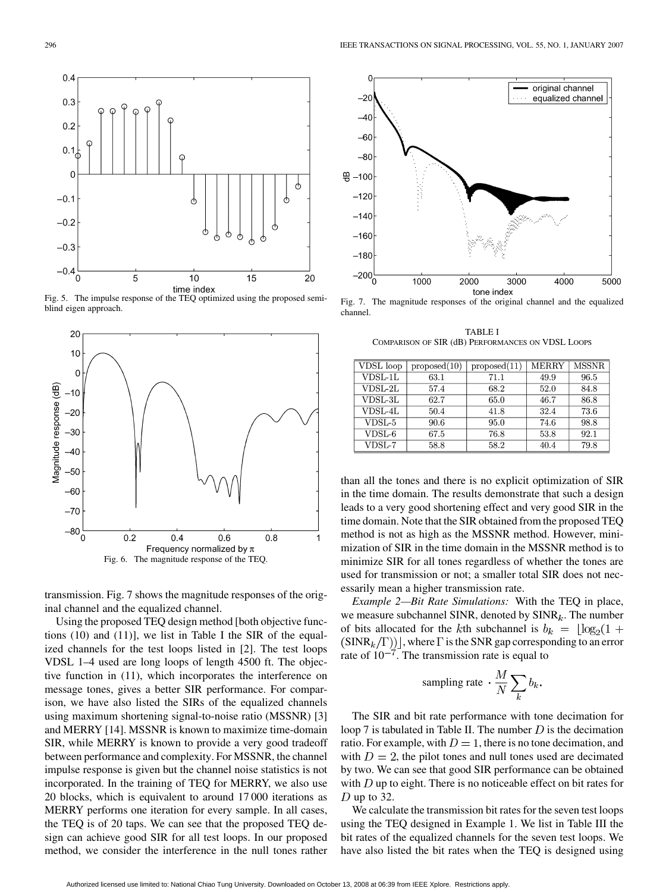Fig. 5. The impulse response of the TEQ optimized using the proposed semi-blind eigen approach.

Fig. 6. The magnitude response of the TEQ.

Fig. 7. The magnitude responses of the original channel and the equalized channel.

transmission. Fig. 7 shows the magnitude responses of the original channel and the equalized channel.

Using the proposed TEQ design method [both objective functions (10) and (11)], we list in Table I the SIR of the equalized channels for the test loops listed in [2]. The test loops VDSL 1–4 used are long loops of length 4500 ft. The objective function in (11), which incorporates the interference on message tones, gives a better SIR performance. For comparison, we have also listed the SIRs of the equalized channels using maximum shortening signal-to-noise ratio (MSSNR) [3] and MERRY [14]. MSSNR is known to maximize time-domain SIR, while MERRY is known to provide a very good tradeoff between performance and complexity. For MSSNR, the channel impulse response is given but the channel noise statistics is not incorporated. In the training of TEQ for MERRY, we also use 20 blocks, which is equivalent to around 17 000 iterations as MERRY performs one iteration for every sample. In all cases, the TEQ is of 20 taps. We can see that the proposed TEQ design can achieve good SIR for all test loops. In our proposed method, we consider the interference in the null tones rather than all the tones and there is no explicit optimization of SIR in the time domain. The results demonstrate that such a design leads to a very good shortening effect and very good SIR in the time domain. Note that the SIR obtained from the proposed TEQ method is not as high as the MSSNR method. However, minimization of SIR in the time domain in the MSSNR method is to minimize SIR for all tones regardless of whether the tones are used for transmission or not; a smaller total SIR does not necessarily mean a higher transmission rate.

TABLE I
COMPARISON OF SIR (dB) PERFORMANCES ON VDSL LOOPS

| VDSL loop | proposed(10) | proposed(11) | MERRY | MSSNR |
|---|---|---|---|---|
| VDSL-1L | 63.1 | 71.1 | 49.9 | 96.5 |
| VDSL-2L | 57.4 | 68.2 | 52.0 | 84.8 |
| VDSL-3L | 62.7 | 65.0 | 46.7 | 86.8 |
| VDSL-4L | 50.4 | 41.8 | 32.4 | 73.6 |
| VDSL-5 | 90.6 | 95.0 | 74.6 | 98.8 |
| VDSL-6 | 67.5 | 76.8 | 53.8 | 92.1 |
| VDSL-7 | 58.8 | 58.2 | 40.4 | 79.8 |

*Example 2—Bit Rate Simulations:* With the TEQ in place, we measure subchannel SINR, denoted by $\mathrm{SINR}_k$. The number of bits allocated for the $k$th subchannel is $b_k = \lfloor \log_2(1 + (\mathrm{SINR}_k/\Gamma)) \rfloor$, where $\Gamma$ is the SNR gap corresponding to an error rate of $10^{-7}$. The transmission rate is equal to

$$\text{sampling rate} \cdot \frac{M}{N} \sum_k b_k.$$

The SIR and bit rate performance with tone decimation for loop 7 is tabulated in Table II. The number $D$ is the decimation ratio. For example, with $D = 1$, there is no tone decimation, and with $D = 2$, the pilot tones and null tones used are decimated by two. We can see that good SIR performance can be obtained with $D$ up to eight. There is no noticeable effect on bit rates for $D$ up to 32.

We calculate the transmission bit rates for the seven test loops using the TEQ designed in Example 1. We list in Table III the bit rates of the equalized channels for the seven test loops. We have also listed the bit rates when the TEQ is designed using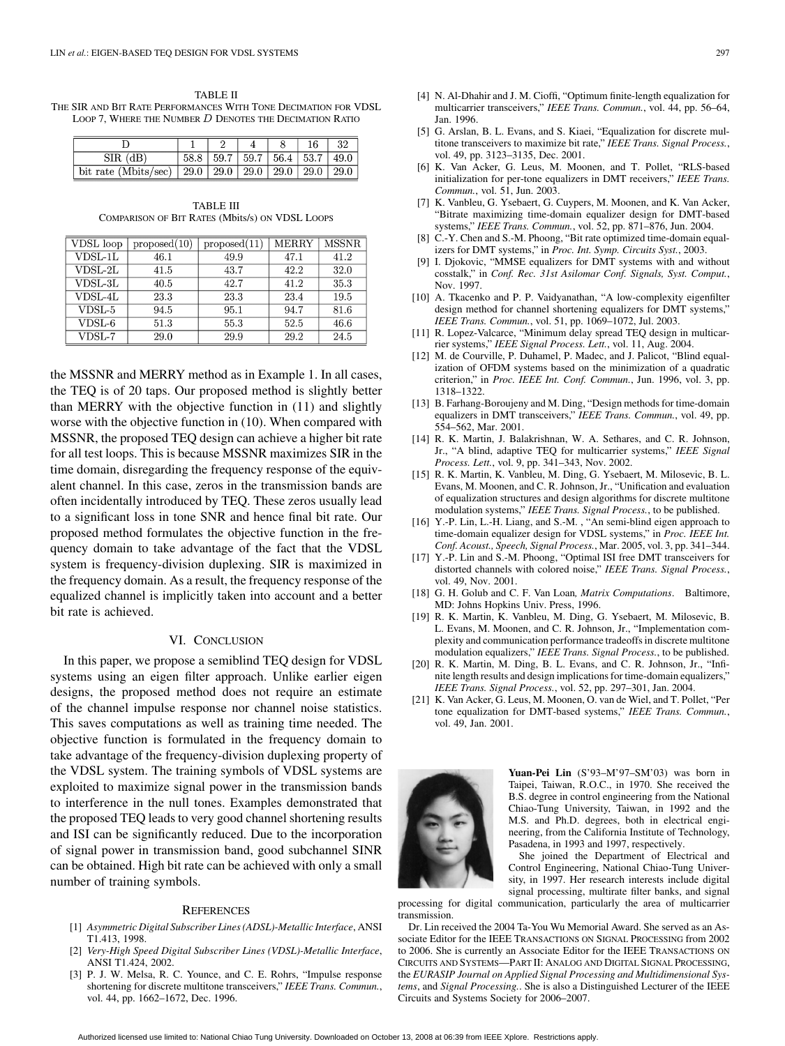TABLE II
THE SIR AND BIT RATE PERFORMANCES WITH TONE DECIMATION FOR VDSL LOOP 7, WHERE THE NUMBER $D$ DENOTES THE DECIMATION RATIO

| D | 1 | 2 | 4 | 8 | 16 | 32 |
|---|---|---|---|---|---|---|
| SIR (dB) | 58.8 | 59.7 | 59.7 | 56.4 | 53.7 | 49.0 |
| bit rate (Mbits/sec) | 29.0 | 29.0 | 29.0 | 29.0 | 29.0 | 29.0 |

TABLE III
COMPARISON OF BIT RATES (Mbits/s) ON VDSL LOOPS

| VDSL loop | proposed(10) | proposed(11) | MERRY | MSSNR |
|---|---|---|---|---|
| VDSL-1L | 46.1 | 49.9 | 47.1 | 41.2 |
| VDSL-2L | 41.5 | 43.7 | 42.2 | 32.0 |
| VDSL-3L | 40.5 | 42.7 | 41.2 | 35.3 |
| VDSL-4L | 23.3 | 23.3 | 23.4 | 19.5 |
| VDSL-5 | 94.5 | 95.1 | 94.7 | 81.6 |
| VDSL-6 | 51.3 | 55.3 | 52.5 | 46.6 |
| VDSL-7 | 29.0 | 29.9 | 29.2 | 24.5 |

the MSSNR and MERRY method as in Example 1. In all cases, the TEQ is of 20 taps. Our proposed method is slightly better than MERRY with the objective function in (11) and slightly worse with the objective function in (10). When compared with MSSNR, the proposed TEQ design can achieve a higher bit rate for all test loops. This is because MSSNR maximizes SIR in the time domain, disregarding the frequency response of the equivalent channel. In this case, zeros in the transmission bands are often incidentally introduced by TEQ. These zeros usually lead to a significant loss in tone SNR and hence final bit rate. Our proposed method formulates the objective function in the frequency domain to take advantage of the fact that the VDSL system is frequency-division duplexing. SIR is maximized in the frequency domain. As a result, the frequency response of the equalized channel is implicitly taken into account and a better bit rate is achieved.

## VI. CONCLUSION

In this paper, we propose a semiblind TEQ design for VDSL systems using an eigen filter approach. Unlike earlier eigen designs, the proposed method does not require an estimate of the channel impulse response nor channel noise statistics. This saves computations as well as training time needed. The objective function is formulated in the frequency domain to take advantage of the frequency-division duplexing property of the VDSL system. The training symbols of VDSL systems are exploited to maximize signal power in the transmission bands to interference in the null tones. Examples demonstrated that the proposed TEQ leads to very good channel shortening results and ISI can be significantly reduced. Due to the incorporation of signal power in transmission band, good subchannel SINR can be obtained. High bit rate can be achieved with only a small number of training symbols.

## REFERENCES

[1] *Asymmetric Digital Subscriber Lines (ADSL)-Metallic Interface*, ANSI T1.413, 1998.

[2] *Very-High Speed Digital Subscriber Lines (VDSL)-Metallic Interface*, ANSI T1.424, 2002.

[3] P. J. W. Melsa, R. C. Younce, and C. E. Rohrs, "Impulse response shortening for discrete multitone transceivers," *IEEE Trans. Commun.*, vol. 44, pp. 1662–1672, Dec. 1996.

[4] N. Al-Dhahir and J. M. Cioffi, "Optimum finite-length equalization for multicarrier transceivers," *IEEE Trans. Commun.*, vol. 44, pp. 56–64, Jan. 1996.

[5] G. Arslan, B. L. Evans, and S. Kiaei, "Equalization for discrete multitone transceivers to maximize bit rate," *IEEE Trans. Signal Process.*, vol. 49, pp. 3123–3135, Dec. 2001.

[6] K. Van Acker, G. Leus, M. Moonen, and T. Pollet, "RLS-based initialization for per-tone equalizers in DMT receivers," *IEEE Trans. Commun.*, vol. 51, Jun. 2003.

[7] K. Vanbleu, G. Ysebaert, G. Cuypers, M. Moonen, and K. Van Acker, "Bitrate maximizing time-domain equalizer design for DMT-based systems," *IEEE Trans. Commun.*, vol. 52, pp. 871–876, Jun. 2004.

[8] C.-Y. Chen and S.-M. Phoong, "Bit rate optimized time-domain equalizers for DMT systems," in *Proc. Int. Symp. Circuits Syst.*, 2003.

[9] I. Djokovic, "MMSE equalizers for DMT systems with and without cosstalk," in *Conf. Rec. 31st Asilomar Conf. Signals, Syst. Comput.*, Nov. 1997.

[10] A. Tkacenko and P. P. Vaidyanathan, "A low-complexity eigenfilter design method for channel shortening equalizers for DMT systems," *IEEE Trans. Commun.*, vol. 51, pp. 1069–1072, Jul. 2003.

[11] R. Lopez-Valcarce, "Minimum delay spread TEQ design in multicarrier systems," *IEEE Signal Process. Lett.*, vol. 11, Aug. 2004.

[12] M. de Courville, P. Duhamel, P. Madec, and J. Palicot, "Blind equalization of OFDM systems based on the minimization of a quadratic criterion," in *Proc. IEEE Int. Conf. Commun.*, Jun. 1996, vol. 3, pp. 1318–1322.

[13] B. Farhang-Boroujeny and M. Ding, "Design methods for time-domain equalizers in DMT transceivers," *IEEE Trans. Commun.*, vol. 49, pp. 554–562, Mar. 2001.

[14] R. K. Martin, J. Balakrishnan, W. A. Sethares, and C. R. Johnson, Jr., "A blind, adaptive TEQ for multicarrier systems," *IEEE Signal Process. Lett.*, vol. 9, pp. 341–343, Nov. 2002.

[15] R. K. Martin, K. Vanbleu, M. Ding, G. Ysebaert, M. Milosevic, B. L. Evans, M. Moonen, and C. R. Johnson, Jr., "Unification and evaluation of equalization structures and design algorithms for discrete multitone modulation systems," *IEEE Trans. Signal Process.*, to be published.

[16] Y.-P. Lin, L.-H. Liang, and S.-M. , "An semi-blind eigen approach to time-domain equalizer design for VDSL systems," in *Proc. IEEE Int. Conf. Acoust., Speech, Signal Process.*, Mar. 2005, vol. 3, pp. 341–344.

[17] Y.-P. Lin and S.-M. Phoong, "Optimal ISI free DMT transceivers for distorted channels with colored noise," *IEEE Trans. Signal Process.*, vol. 49, Nov. 2001.

[18] G. H. Golub and C. F. Van Loan, *Matrix Computations*. Baltimore, MD: Johns Hopkins Univ. Press, 1996.

[19] R. K. Martin, K. Vanbleu, M. Ding, G. Ysebaert, M. Milosevic, B. L. Evans, M. Moonen, and C. R. Johnson, Jr., "Implementation complexity and communication performance tradeoffs in discrete multitone modulation equalizers," *IEEE Trans. Signal Process.*, to be published.

[20] R. K. Martin, M. Ding, B. L. Evans, and C. R. Johnson, Jr., "Infinite length results and design implications for time-domain equalizers," *IEEE Trans. Signal Process.*, vol. 52, pp. 297–301, Jan. 2004.

[21] K. Van Acker, G. Leus, M. Moonen, O. van de Wiel, and T. Pollet, "Per tone equalization for DMT-based systems," *IEEE Trans. Commun.*, vol. 49, Jan. 2001.

**Yuan-Pei Lin** (S'93–M'97–SM'03) was born in Taipei, Taiwan, R.O.C., in 1970. She received the B.S. degree in control engineering from the National Chiao-Tung University, Taiwan, in 1992 and the M.S. and Ph.D. degrees, both in electrical engineering, from the California Institute of Technology, Pasadena, in 1993 and 1997, respectively.

She joined the Department of Electrical and Control Engineering, National Chiao-Tung University, in 1997. Her research interests include digital signal processing, multirate filter banks, and signal processing for digital communication, particularly the area of multicarrier transmission.

Dr. Lin received the 2004 Ta-You Wu Memorial Award. She served as an Associate Editor for the IEEE TRANSACTIONS ON SIGNAL PROCESSING from 2002 to 2006. She is currently an Associate Editor for the IEEE TRANSACTIONS ON CIRCUITS AND SYSTEMS—PART II: ANALOG AND DIGITAL SIGNAL PROCESSING, the *EURASIP Journal on Applied Signal Processing and Multidimensional Systems*, and *Signal Processing.*. She is also a Distinguished Lecturer of the IEEE Circuits and Systems Society for 2006–2007.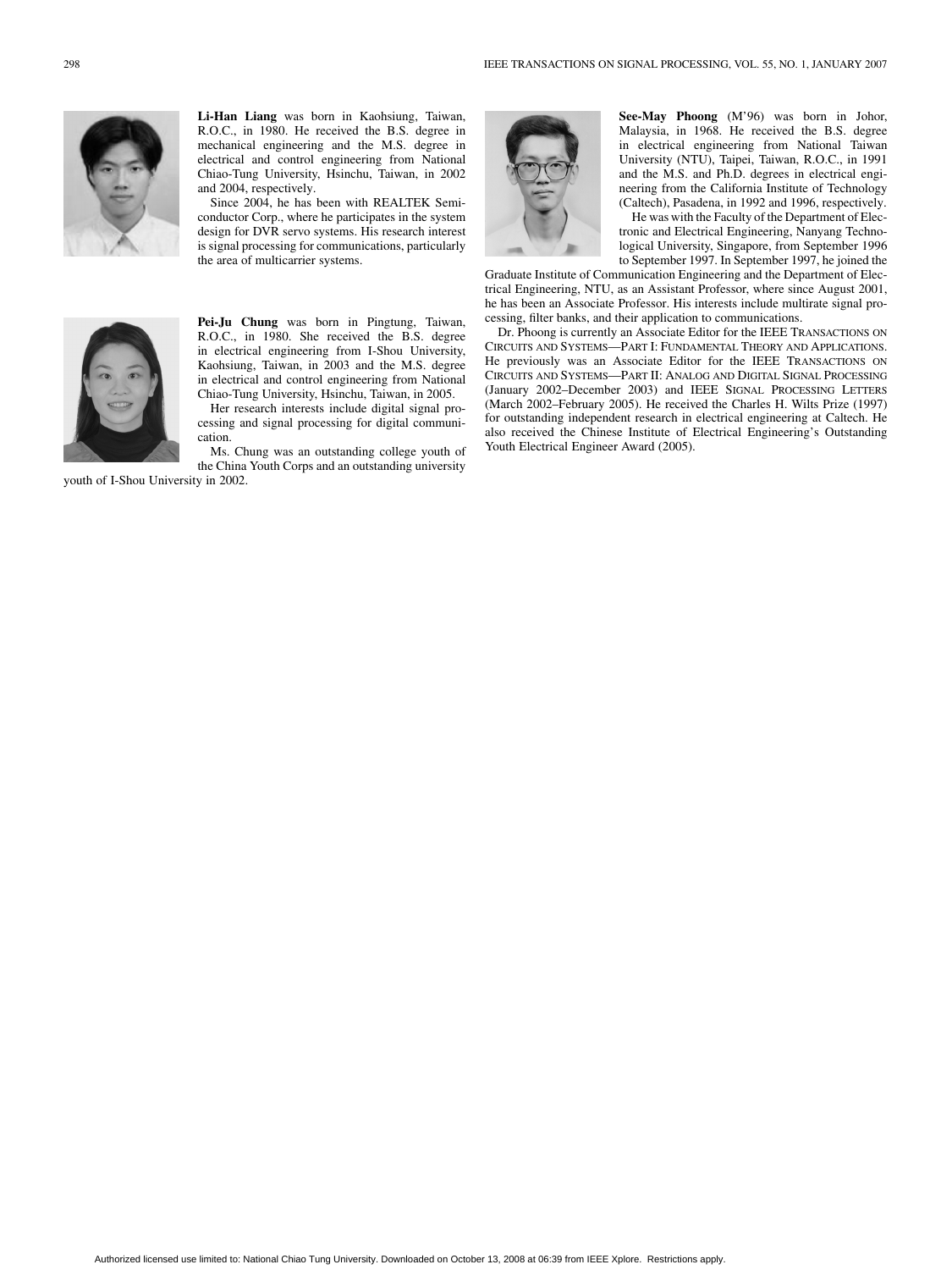**Li-Han Liang** was born in Kaohsiung, Taiwan, R.O.C., in 1980. He received the B.S. degree in mechanical engineering and the M.S. degree in electrical and control engineering from National Chiao-Tung University, Hsinchu, Taiwan, in 2002 and 2004, respectively.

Since 2004, he has been with REALTEK Semiconductor Corp., where he participates in the system design for DVR servo systems. His research interest is signal processing for communications, particularly the area of multicarrier systems.

**Pei-Ju Chung** was born in Pingtung, Taiwan, R.O.C., in 1980. She received the B.S. degree in electrical engineering from I-Shou University, Kaohsiung, Taiwan, in 2003 and the M.S. degree in electrical and control engineering from National Chiao-Tung University, Hsinchu, Taiwan, in 2005.

Her research interests include digital signal processing and signal processing for digital communication.

Ms. Chung was an outstanding college youth of the China Youth Corps and an outstanding university youth of I-Shou University in 2002.

**See-May Phoong** (M'96) was born in Johor, Malaysia, in 1968. He received the B.S. degree in electrical engineering from National Taiwan University (NTU), Taipei, Taiwan, R.O.C., in 1991 and the M.S. and Ph.D. degrees in electrical engineering from the California Institute of Technology (Caltech), Pasadena, in 1992 and 1996, respectively.

He was with the Faculty of the Department of Electronic and Electrical Engineering, Nanyang Technological University, Singapore, from September 1996 to September 1997. In September 1997, he joined the Graduate Institute of Communication Engineering and the Department of Electrical Engineering, NTU, as an Assistant Professor, where since August 2001, he has been an Associate Professor. His interests include multirate signal processing, filter banks, and their application to communications.

Dr. Phoong is currently an Associate Editor for the IEEE TRANSACTIONS ON CIRCUITS AND SYSTEMS—PART I: FUNDAMENTAL THEORY AND APPLICATIONS. He previously was an Associate Editor for the IEEE TRANSACTIONS ON CIRCUITS AND SYSTEMS—PART II: ANALOG AND DIGITAL SIGNAL PROCESSING (January 2002–December 2003) and IEEE SIGNAL PROCESSING LETTERS (March 2002–February 2005). He received the Charles H. Wilts Prize (1997) for outstanding independent research in electrical engineering at Caltech. He also received the Chinese Institute of Electrical Engineering's Outstanding Youth Electrical Engineer Award (2005).